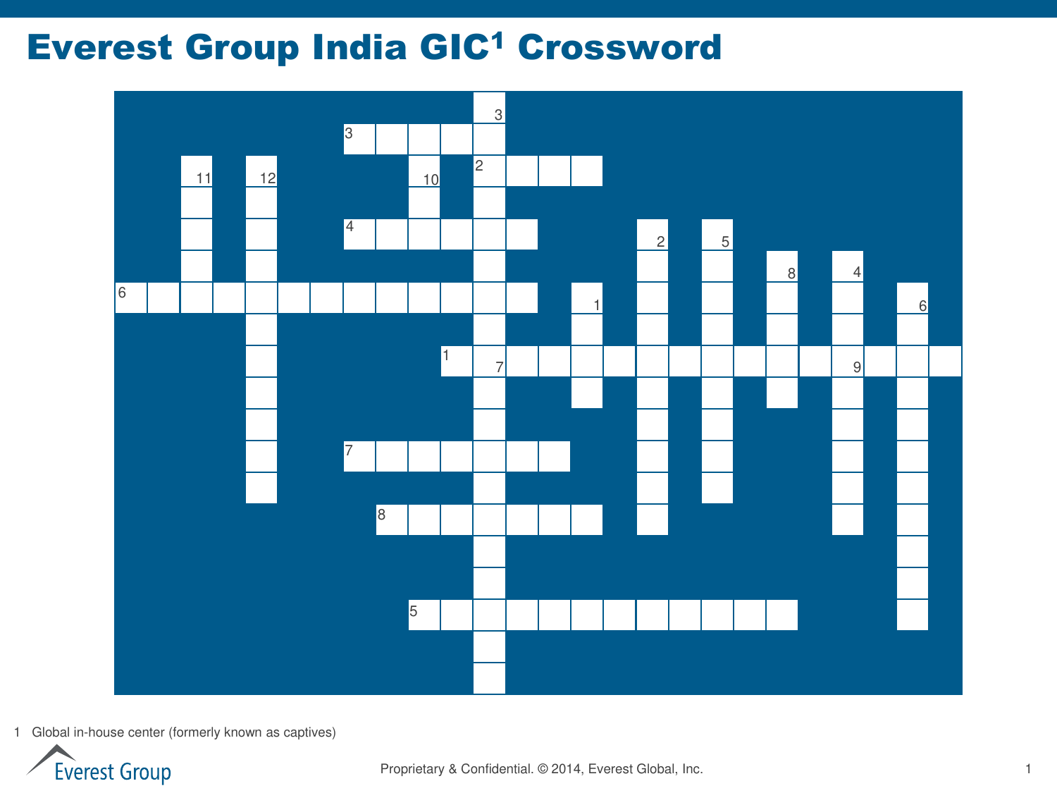# Everest Group India GIC[1] Crossword

1 Global in-house center (formerly known as captives)

Proprietary & Confidential. © 2014, Everest Global, Inc.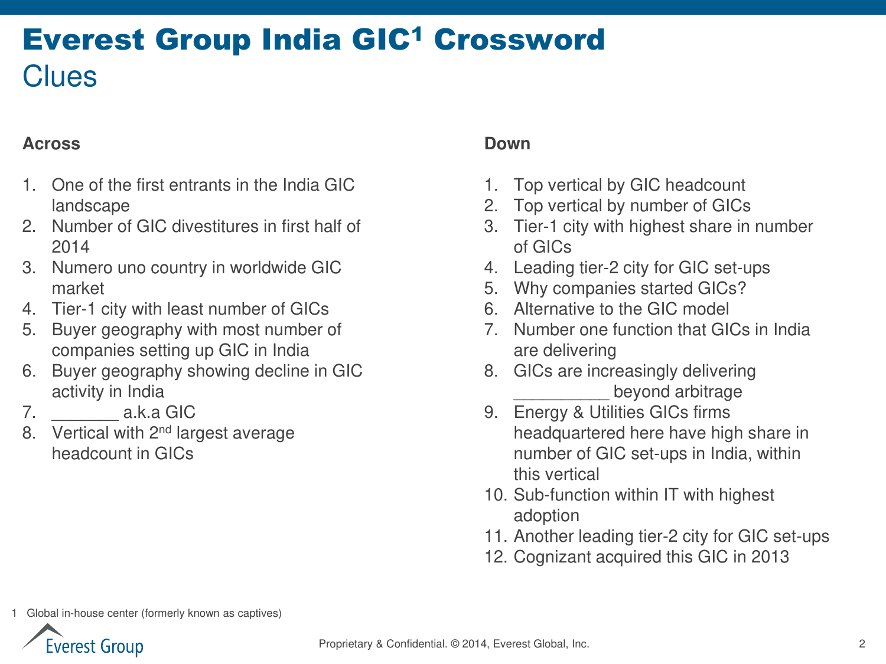# Everest Group India GIC[1] Crossword

## Clues

### Across

1. One of the first entrants in the India GIC landscape
2. Number of GIC divestitures in first half of 2014
3. Numero uno country in worldwide GIC market
4. Tier-1 city with least number of GICs
5. Buyer geography with most number of companies setting up GIC in India
6. Buyer geography showing decline in GIC activity in India
7. _______ a.k.a GIC
8. Vertical with 2nd largest average headcount in GICs

### Down

1. Top vertical by GIC headcount
2. Top vertical by number of GICs
3. Tier-1 city with highest share in number of GICs
4. Leading tier-2 city for GIC set-ups
5. Why companies started GICs?
6. Alternative to the GIC model
7. Number one function that GICs in India are delivering
8. GICs are increasingly delivering __________ beyond arbitrage
9. Energy & Utilities GICs firms headquartered here have high share in number of GIC set-ups in India, within this vertical
10. Sub-function within IT with highest adoption
11. Another leading tier-2 city for GIC set-ups
12. Cognizant acquired this GIC in 2013

1 Global in-house center (formerly known as captives)